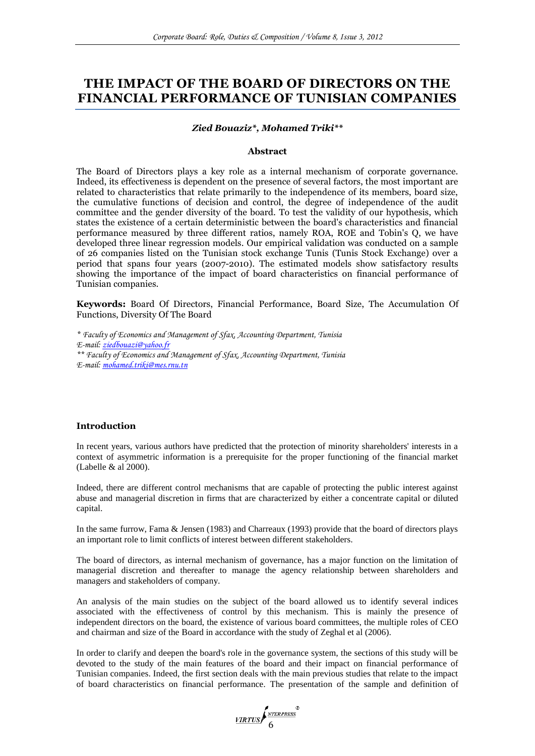# THE IMPACT OF THE BOARD OF DIRECTORS ON THE FINANCIAL PERFORMANCE OF TUNISIAN COMPANIES

***Zied Bouaziz\*, Mohamed Triki\*\****

### Abstract

The Board of Directors plays a key role as a internal mechanism of corporate governance. Indeed, its effectiveness is dependent on the presence of several factors, the most important are related to characteristics that relate primarily to the independence of its members, board size, the cumulative functions of decision and control, the degree of independence of the audit committee and the gender diversity of the board. To test the validity of our hypothesis, which states the existence of a certain deterministic between the board's characteristics and financial performance measured by three different ratios, namely ROA, ROE and Tobin's Q, we have developed three linear regression models. Our empirical validation was conducted on a sample of 26 companies listed on the Tunisian stock exchange Tunis (Tunis Stock Exchange) over a period that spans four years (2007-2010). The estimated models show satisfactory results showing the importance of the impact of board characteristics on financial performance of Tunisian companies.

**Keywords:** Board Of Directors, Financial Performance, Board Size, The Accumulation Of Functions, Diversity Of The Board

*\* Faculty of Economics and Management of Sfax, Accounting Department, Tunisia*
*E-mail: ziedbouazi@yahoo.fr*
*\*\* Faculty of Economics and Management of Sfax, Accounting Department, Tunisia*
*E-mail: mohamed.triki@mes.rnu.tn*

### Introduction

In recent years, various authors have predicted that the protection of minority shareholders' interests in a context of asymmetric information is a prerequisite for the proper functioning of the financial market (Labelle & al 2000).

Indeed, there are different control mechanisms that are capable of protecting the public interest against abuse and managerial discretion in firms that are characterized by either a concentrate capital or diluted capital.

In the same furrow, Fama & Jensen (1983) and Charreaux (1993) provide that the board of directors plays an important role to limit conflicts of interest between different stakeholders.

The board of directors, as internal mechanism of governance, has a major function on the limitation of managerial discretion and thereafter to manage the agency relationship between shareholders and managers and stakeholders of company.

An analysis of the main studies on the subject of the board allowed us to identify several indices associated with the effectiveness of control by this mechanism. This is mainly the presence of independent directors on the board, the existence of various board committees, the multiple roles of CEO and chairman and size of the Board in accordance with the study of Zeghal et al (2006).

In order to clarify and deepen the board's role in the governance system, the sections of this study will be devoted to the study of the main features of the board and their impact on financial performance of Tunisian companies. Indeed, the first section deals with the main previous studies that relate to the impact of board characteristics on financial performance. The presentation of the sample and definition of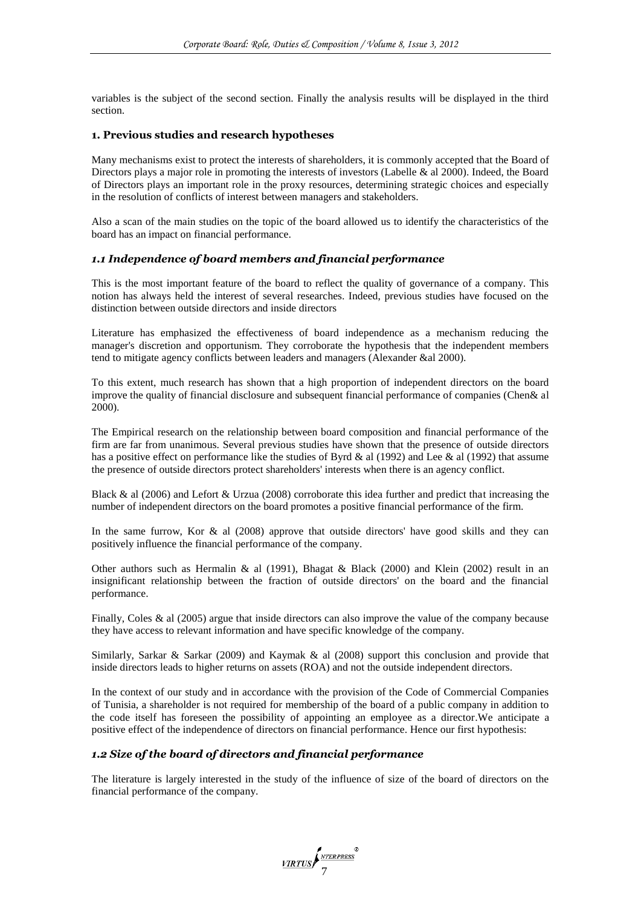variables is the subject of the second section. Finally the analysis results will be displayed in the third section.

## 1. Previous studies and research hypotheses

Many mechanisms exist to protect the interests of shareholders, it is commonly accepted that the Board of Directors plays a major role in promoting the interests of investors (Labelle & al 2000). Indeed, the Board of Directors plays an important role in the proxy resources, determining strategic choices and especially in the resolution of conflicts of interest between managers and stakeholders.

Also a scan of the main studies on the topic of the board allowed us to identify the characteristics of the board has an impact on financial performance.

### *1.1 Independence of board members and financial performance*

This is the most important feature of the board to reflect the quality of governance of a company. This notion has always held the interest of several researches. Indeed, previous studies have focused on the distinction between outside directors and inside directors

Literature has emphasized the effectiveness of board independence as a mechanism reducing the manager's discretion and opportunism. They corroborate the hypothesis that the independent members tend to mitigate agency conflicts between leaders and managers (Alexander &al 2000).

To this extent, much research has shown that a high proportion of independent directors on the board improve the quality of financial disclosure and subsequent financial performance of companies (Chen& al 2000).

The Empirical research on the relationship between board composition and financial performance of the firm are far from unanimous. Several previous studies have shown that the presence of outside directors has a positive effect on performance like the studies of Byrd & al (1992) and Lee & al (1992) that assume the presence of outside directors protect shareholders' interests when there is an agency conflict.

Black & al (2006) and Lefort & Urzua (2008) corroborate this idea further and predict that increasing the number of independent directors on the board promotes a positive financial performance of the firm.

In the same furrow, Kor & al (2008) approve that outside directors' have good skills and they can positively influence the financial performance of the company.

Other authors such as Hermalin & al (1991), Bhagat & Black (2000) and Klein (2002) result in an insignificant relationship between the fraction of outside directors' on the board and the financial performance.

Finally, Coles & al (2005) argue that inside directors can also improve the value of the company because they have access to relevant information and have specific knowledge of the company.

Similarly, Sarkar & Sarkar (2009) and Kaymak & al (2008) support this conclusion and provide that inside directors leads to higher returns on assets (ROA) and not the outside independent directors.

In the context of our study and in accordance with the provision of the Code of Commercial Companies of Tunisia, a shareholder is not required for membership of the board of a public company in addition to the code itself has foreseen the possibility of appointing an employee as a director.We anticipate a positive effect of the independence of directors on financial performance. Hence our first hypothesis:

### *1.2 Size of the board of directors and financial performance*

The literature is largely interested in the study of the influence of size of the board of directors on the financial performance of the company.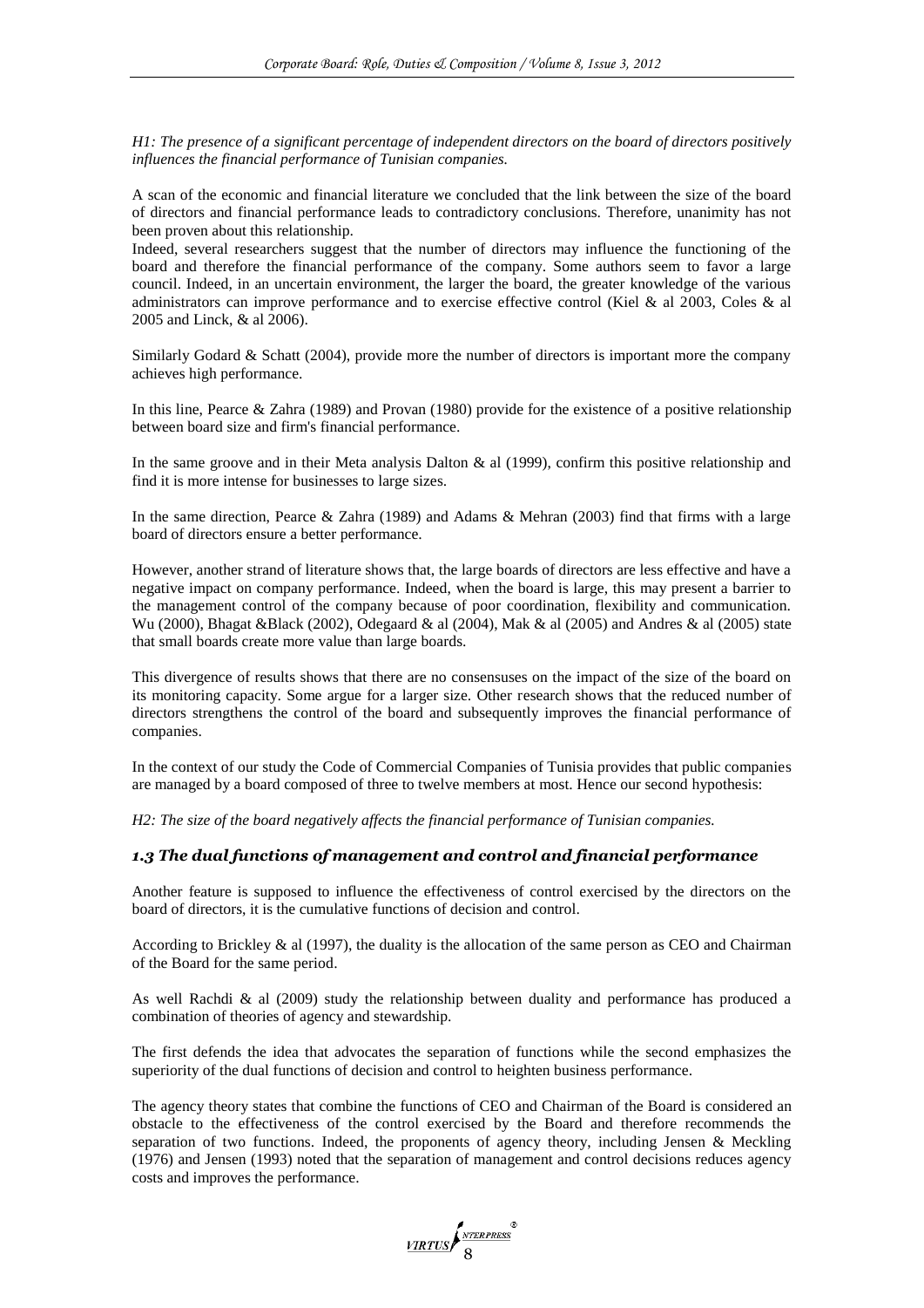*H1: The presence of a significant percentage of independent directors on the board of directors positively influences the financial performance of Tunisian companies.*

A scan of the economic and financial literature we concluded that the link between the size of the board of directors and financial performance leads to contradictory conclusions. Therefore, unanimity has not been proven about this relationship.

Indeed, several researchers suggest that the number of directors may influence the functioning of the board and therefore the financial performance of the company. Some authors seem to favor a large council. Indeed, in an uncertain environment, the larger the board, the greater knowledge of the various administrators can improve performance and to exercise effective control (Kiel & al 2003, Coles & al 2005 and Linck, & al 2006).

Similarly Godard & Schatt (2004), provide more the number of directors is important more the company achieves high performance.

In this line, Pearce & Zahra (1989) and Provan (1980) provide for the existence of a positive relationship between board size and firm's financial performance.

In the same groove and in their Meta analysis Dalton & al (1999), confirm this positive relationship and find it is more intense for businesses to large sizes.

In the same direction, Pearce & Zahra (1989) and Adams & Mehran (2003) find that firms with a large board of directors ensure a better performance.

However, another strand of literature shows that, the large boards of directors are less effective and have a negative impact on company performance. Indeed, when the board is large, this may present a barrier to the management control of the company because of poor coordination, flexibility and communication. Wu (2000), Bhagat &Black (2002), Odegaard & al (2004), Mak & al (2005) and Andres & al (2005) state that small boards create more value than large boards.

This divergence of results shows that there are no consensuses on the impact of the size of the board on its monitoring capacity. Some argue for a larger size. Other research shows that the reduced number of directors strengthens the control of the board and subsequently improves the financial performance of companies.

In the context of our study the Code of Commercial Companies of Tunisia provides that public companies are managed by a board composed of three to twelve members at most. Hence our second hypothesis:

*H2: The size of the board negatively affects the financial performance of Tunisian companies.*

### 1.3 The dual functions of management and control and financial performance

Another feature is supposed to influence the effectiveness of control exercised by the directors on the board of directors, it is the cumulative functions of decision and control.

According to Brickley & al (1997), the duality is the allocation of the same person as CEO and Chairman of the Board for the same period.

As well Rachdi & al (2009) study the relationship between duality and performance has produced a combination of theories of agency and stewardship.

The first defends the idea that advocates the separation of functions while the second emphasizes the superiority of the dual functions of decision and control to heighten business performance.

The agency theory states that combine the functions of CEO and Chairman of the Board is considered an obstacle to the effectiveness of the control exercised by the Board and therefore recommends the separation of two functions. Indeed, the proponents of agency theory, including Jensen & Meckling (1976) and Jensen (1993) noted that the separation of management and control decisions reduces agency costs and improves the performance.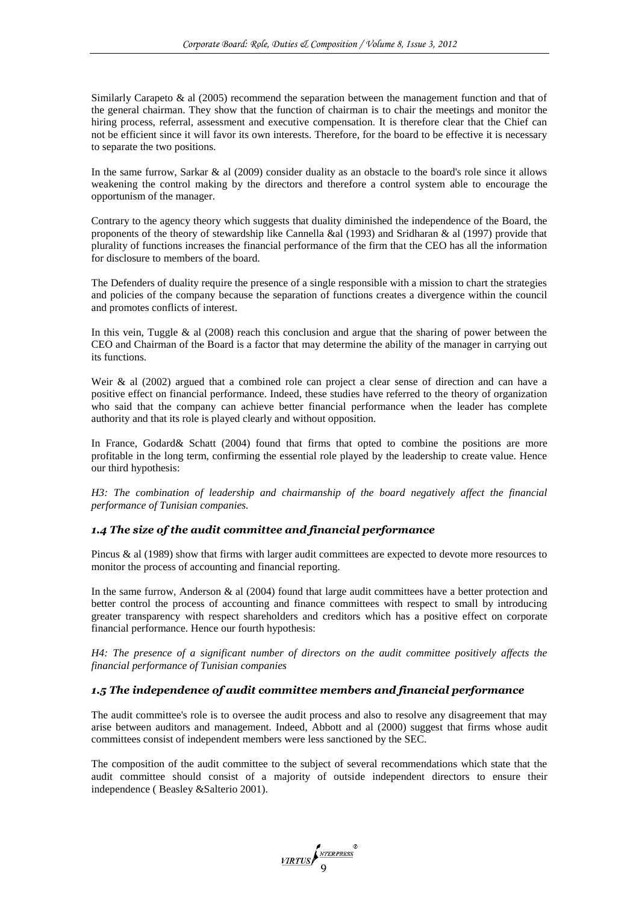Similarly Carapeto & al (2005) recommend the separation between the management function and that of the general chairman. They show that the function of chairman is to chair the meetings and monitor the hiring process, referral, assessment and executive compensation. It is therefore clear that the Chief can not be efficient since it will favor its own interests. Therefore, for the board to be effective it is necessary to separate the two positions.

In the same furrow, Sarkar & al (2009) consider duality as an obstacle to the board's role since it allows weakening the control making by the directors and therefore a control system able to encourage the opportunism of the manager.

Contrary to the agency theory which suggests that duality diminished the independence of the Board, the proponents of the theory of stewardship like Cannella &al (1993) and Sridharan & al (1997) provide that plurality of functions increases the financial performance of the firm that the CEO has all the information for disclosure to members of the board.

The Defenders of duality require the presence of a single responsible with a mission to chart the strategies and policies of the company because the separation of functions creates a divergence within the council and promotes conflicts of interest.

In this vein, Tuggle & al (2008) reach this conclusion and argue that the sharing of power between the CEO and Chairman of the Board is a factor that may determine the ability of the manager in carrying out its functions.

Weir & al (2002) argued that a combined role can project a clear sense of direction and can have a positive effect on financial performance. Indeed, these studies have referred to the theory of organization who said that the company can achieve better financial performance when the leader has complete authority and that its role is played clearly and without opposition.

In France, Godard& Schatt (2004) found that firms that opted to combine the positions are more profitable in the long term, confirming the essential role played by the leadership to create value. Hence our third hypothesis:

*H3: The combination of leadership and chairmanship of the board negatively affect the financial performance of Tunisian companies.*

### *1.4 The size of the audit committee and financial performance*

Pincus & al (1989) show that firms with larger audit committees are expected to devote more resources to monitor the process of accounting and financial reporting.

In the same furrow, Anderson & al (2004) found that large audit committees have a better protection and better control the process of accounting and finance committees with respect to small by introducing greater transparency with respect shareholders and creditors which has a positive effect on corporate financial performance. Hence our fourth hypothesis:

*H4: The presence of a significant number of directors on the audit committee positively affects the financial performance of Tunisian companies*

### *1.5 The independence of audit committee members and financial performance*

The audit committee's role is to oversee the audit process and also to resolve any disagreement that may arise between auditors and management. Indeed, Abbott and al (2000) suggest that firms whose audit committees consist of independent members were less sanctioned by the SEC.

The composition of the audit committee to the subject of several recommendations which state that the audit committee should consist of a majority of outside independent directors to ensure their independence ( Beasley &Salterio 2001).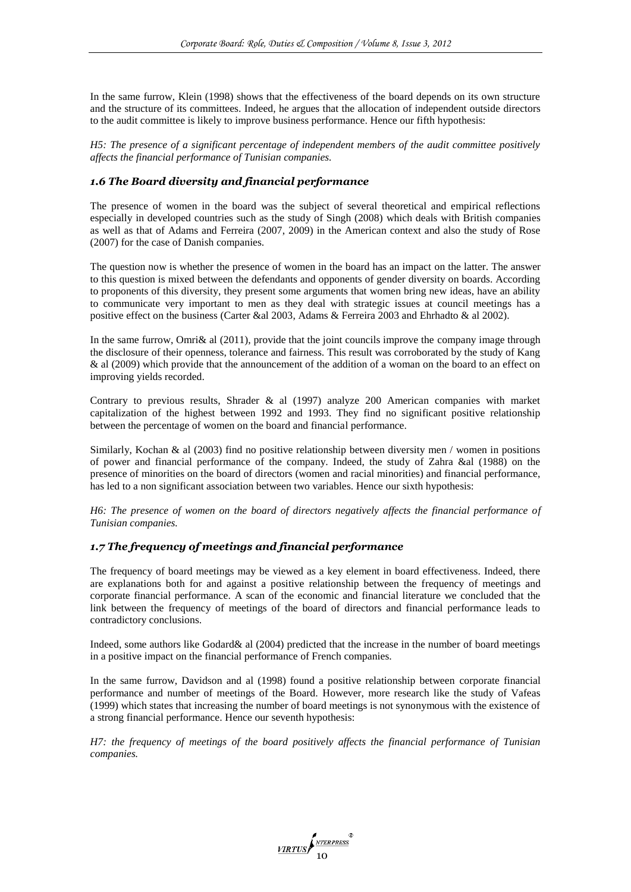In the same furrow, Klein (1998) shows that the effectiveness of the board depends on its own structure and the structure of its committees. Indeed, he argues that the allocation of independent outside directors to the audit committee is likely to improve business performance. Hence our fifth hypothesis:

*H5: The presence of a significant percentage of independent members of the audit committee positively affects the financial performance of Tunisian companies.*

### 1.6 The Board diversity and financial performance

The presence of women in the board was the subject of several theoretical and empirical reflections especially in developed countries such as the study of Singh (2008) which deals with British companies as well as that of Adams and Ferreira (2007, 2009) in the American context and also the study of Rose (2007) for the case of Danish companies.

The question now is whether the presence of women in the board has an impact on the latter. The answer to this question is mixed between the defendants and opponents of gender diversity on boards. According to proponents of this diversity, they present some arguments that women bring new ideas, have an ability to communicate very important to men as they deal with strategic issues at council meetings has a positive effect on the business (Carter &al 2003, Adams & Ferreira 2003 and Ehrhadto & al 2002).

In the same furrow, Omri& al (2011), provide that the joint councils improve the company image through the disclosure of their openness, tolerance and fairness. This result was corroborated by the study of Kang & al (2009) which provide that the announcement of the addition of a woman on the board to an effect on improving yields recorded.

Contrary to previous results, Shrader & al (1997) analyze 200 American companies with market capitalization of the highest between 1992 and 1993. They find no significant positive relationship between the percentage of women on the board and financial performance.

Similarly, Kochan & al (2003) find no positive relationship between diversity men / women in positions of power and financial performance of the company. Indeed, the study of Zahra &al (1988) on the presence of minorities on the board of directors (women and racial minorities) and financial performance, has led to a non significant association between two variables. Hence our sixth hypothesis:

*H6: The presence of women on the board of directors negatively affects the financial performance of Tunisian companies.*

### 1.7 The frequency of meetings and financial performance

The frequency of board meetings may be viewed as a key element in board effectiveness. Indeed, there are explanations both for and against a positive relationship between the frequency of meetings and corporate financial performance. A scan of the economic and financial literature we concluded that the link between the frequency of meetings of the board of directors and financial performance leads to contradictory conclusions.

Indeed, some authors like Godard& al (2004) predicted that the increase in the number of board meetings in a positive impact on the financial performance of French companies.

In the same furrow, Davidson and al (1998) found a positive relationship between corporate financial performance and number of meetings of the Board. However, more research like the study of Vafeas (1999) which states that increasing the number of board meetings is not synonymous with the existence of a strong financial performance. Hence our seventh hypothesis:

*H7: the frequency of meetings of the board positively affects the financial performance of Tunisian companies.*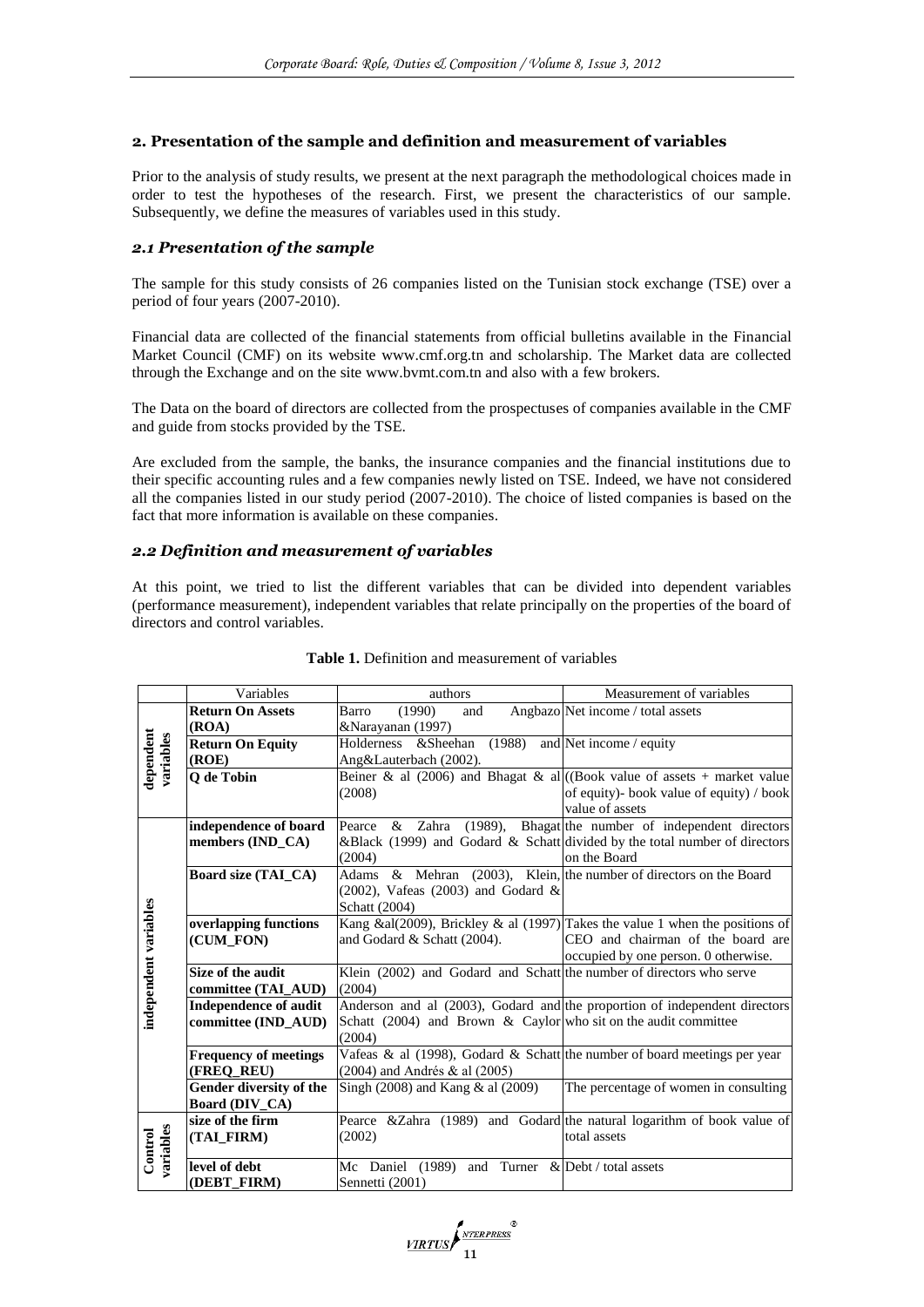## 2. Presentation of the sample and definition and measurement of variables

Prior to the analysis of study results, we present at the next paragraph the methodological choices made in order to test the hypotheses of the research. First, we present the characteristics of our sample. Subsequently, we define the measures of variables used in this study.

### *2.1 Presentation of the sample*

The sample for this study consists of 26 companies listed on the Tunisian stock exchange (TSE) over a period of four years (2007-2010).

Financial data are collected of the financial statements from official bulletins available in the Financial Market Council (CMF) on its website www.cmf.org.tn and scholarship. The Market data are collected through the Exchange and on the site www.bvmt.com.tn and also with a few brokers.

The Data on the board of directors are collected from the prospectuses of companies available in the CMF and guide from stocks provided by the TSE.

Are excluded from the sample, the banks, the insurance companies and the financial institutions due to their specific accounting rules and a few companies newly listed on TSE. Indeed, we have not considered all the companies listed in our study period (2007-2010). The choice of listed companies is based on the fact that more information is available on these companies.

### *2.2 Definition and measurement of variables*

At this point, we tried to list the different variables that can be divided into dependent variables (performance measurement), independent variables that relate principally on the properties of the board of directors and control variables.

**Table 1.** Definition and measurement of variables

| | Variables | authors | Measurement of variables |
|---|---|---|---|
| dependent variables | **Return On Assets (ROA)** | Barro (1990) and Angbazo &Narayanan (1997) | Net income / total assets |
| | **Return On Equity (ROE)** | Holderness &Sheehan (1988) and Ang&Lauterbach (2002). | Net income / equity |
| | **Q de Tobin** | Beiner & al (2006) and Bhagat & al (2008) | ((Book value of assets + market value of equity)- book value of equity) / book value of assets |
| independent variables | **independence of board members (IND_CA)** | Pearce & Zahra (1989), Bhagat &Black (1999) and Godard & Schatt (2004) | the number of independent directors divided by the total number of directors on the Board |
| | **Board size (TAI_CA)** | Adams & Mehran (2003), Klein, (2002), Vafeas (2003) and Godard & Schatt (2004) | the number of directors on the Board |
| | **overlapping functions (CUM_FON)** | Kang &al(2009), Brickley & al (1997) and Godard & Schatt (2004). | Takes the value 1 when the positions of CEO and chairman of the board are occupied by one person. 0 otherwise. |
| | **Size of the audit committee (TAI_AUD)** | Klein (2002) and Godard and Schatt (2004) | the number of directors who serve |
| | **Independence of audit committee (IND_AUD)** | Anderson and al (2003), Godard and Schatt (2004) and Brown & Caylor (2004) | the proportion of independent directors who sit on the audit committee |
| | **Frequency of meetings (FREQ_REU)** | Vafeas & al (1998), Godard & Schatt (2004) and Andrés & al (2005) | the number of board meetings per year |
| | **Gender diversity of the Board (DIV_CA)** | Singh (2008) and Kang & al (2009) | The percentage of women in consulting |
| Control variables | **size of the firm (TAI_FIRM)** | Pearce &Zahra (1989) and Godard (2002) | the natural logarithm of book value of total assets |
| | **level of debt (DEBT_FIRM)** | Mc Daniel (1989) and Turner & Sennetti (2001) | Debt / total assets |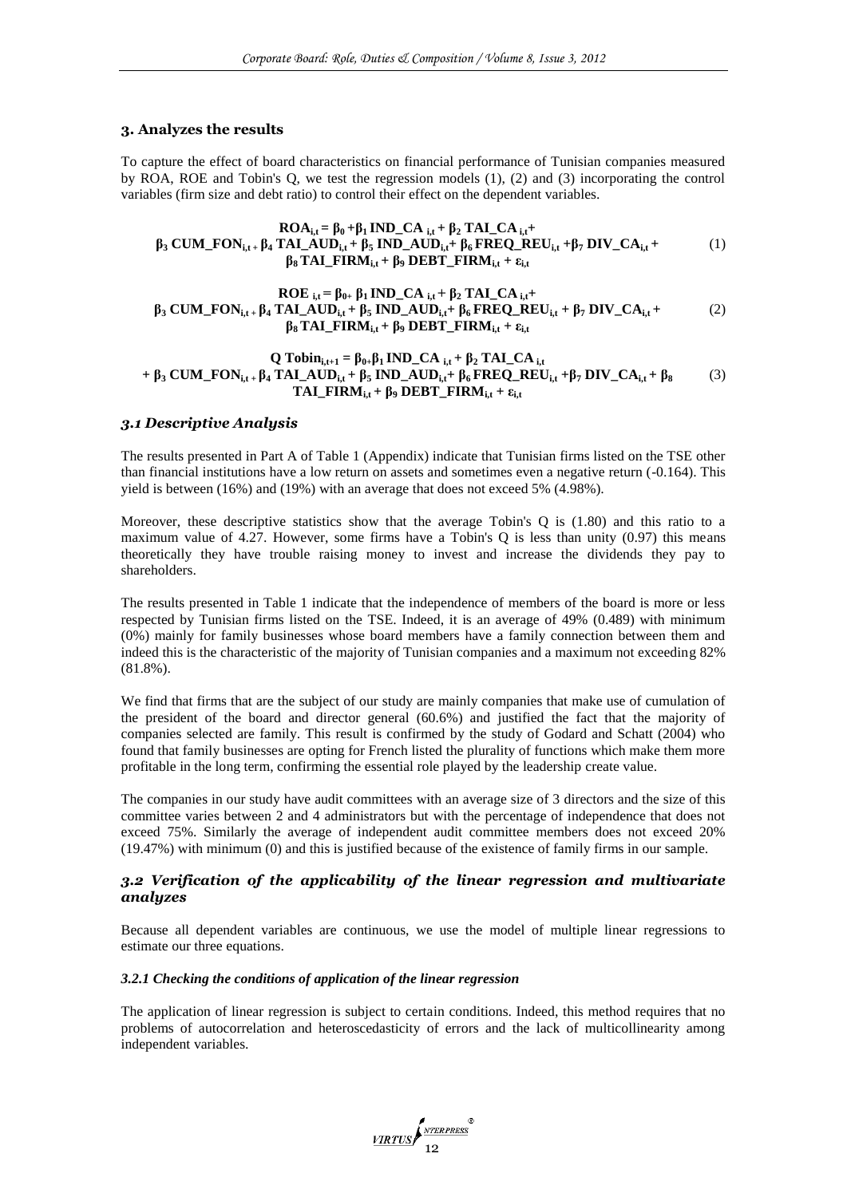## 3. Analyzes the results

To capture the effect of board characteristics on financial performance of Tunisian companies measured by ROA, ROE and Tobin's Q, we test the regression models (1), (2) and (3) incorporating the control variables (firm size and debt ratio) to control their effect on the dependent variables.

$$\mathbf{ROA}_{i,t} = \beta_0 + \beta_1 \mathbf{IND\_CA}_{i,t} + \beta_2 \mathbf{TAI\_CA}_{i,t} + \beta_3 \mathbf{CUM\_FON}_{i,t} + \beta_4 \mathbf{TAI\_AUD}_{i,t} + \beta_5 \mathbf{IND\_AUD}_{i,t} + \beta_6 \mathbf{FREQ\_REU}_{i,t} + \beta_7 \mathbf{DIV\_CA}_{i,t} + \beta_8 \mathbf{TAI\_FIRM}_{i,t} + \beta_9 \mathbf{DEBT\_FIRM}_{i,t} + \varepsilon_{i,t} \quad (1)$$

$$\mathbf{ROE}_{i,t} = \beta_0 + \beta_1 \mathbf{IND\_CA}_{i,t} + \beta_2 \mathbf{TAI\_CA}_{i,t} + \beta_3 \mathbf{CUM\_FON}_{i,t} + \beta_4 \mathbf{TAI\_AUD}_{i,t} + \beta_5 \mathbf{IND\_AUD}_{i,t} + \beta_6 \mathbf{FREQ\_REU}_{i,t} + \beta_7 \mathbf{DIV\_CA}_{i,t} + \beta_8 \mathbf{TAI\_FIRM}_{i,t} + \beta_9 \mathbf{DEBT\_FIRM}_{i,t} + \varepsilon_{i,t} \quad (2)$$

$$\mathbf{Q\ Tobin}_{i,t+1} = \beta_0 + \beta_1 \mathbf{IND\_CA}_{i,t} + \beta_2 \mathbf{TAI\_CA}_{i,t} + \beta_3 \mathbf{CUM\_FON}_{i,t} + \beta_4 \mathbf{TAI\_AUD}_{i,t} + \beta_5 \mathbf{IND\_AUD}_{i,t} + \beta_6 \mathbf{FREQ\_REU}_{i,t} + \beta_7 \mathbf{DIV\_CA}_{i,t} + \beta_8 \mathbf{TAI\_FIRM}_{i,t} + \beta_9 \mathbf{DEBT\_FIRM}_{i,t} + \varepsilon_{i,t} \quad (3)$$

### *3.1 Descriptive Analysis*

The results presented in Part A of Table 1 (Appendix) indicate that Tunisian firms listed on the TSE other than financial institutions have a low return on assets and sometimes even a negative return (-0.164). This yield is between (16%) and (19%) with an average that does not exceed 5% (4.98%).

Moreover, these descriptive statistics show that the average Tobin's Q is (1.80) and this ratio to a maximum value of 4.27. However, some firms have a Tobin's Q is less than unity (0.97) this means theoretically they have trouble raising money to invest and increase the dividends they pay to shareholders.

The results presented in Table 1 indicate that the independence of members of the board is more or less respected by Tunisian firms listed on the TSE. Indeed, it is an average of 49% (0.489) with minimum (0%) mainly for family businesses whose board members have a family connection between them and indeed this is the characteristic of the majority of Tunisian companies and a maximum not exceeding 82% (81.8%).

We find that firms that are the subject of our study are mainly companies that make use of cumulation of the president of the board and director general (60.6%) and justified the fact that the majority of companies selected are family. This result is confirmed by the study of Godard and Schatt (2004) who found that family businesses are opting for French listed the plurality of functions which make them more profitable in the long term, confirming the essential role played by the leadership create value.

The companies in our study have audit committees with an average size of 3 directors and the size of this committee varies between 2 and 4 administrators but with the percentage of independence that does not exceed 75%. Similarly the average of independent audit committee members does not exceed 20% (19.47%) with minimum (0) and this is justified because of the existence of family firms in our sample.

### *3.2 Verification of the applicability of the linear regression and multivariate analyzes*

Because all dependent variables are continuous, we use the model of multiple linear regressions to estimate our three equations.

#### *3.2.1 Checking the conditions of application of the linear regression*

The application of linear regression is subject to certain conditions. Indeed, this method requires that no problems of autocorrelation and heteroscedasticity of errors and the lack of multicollinearity among independent variables.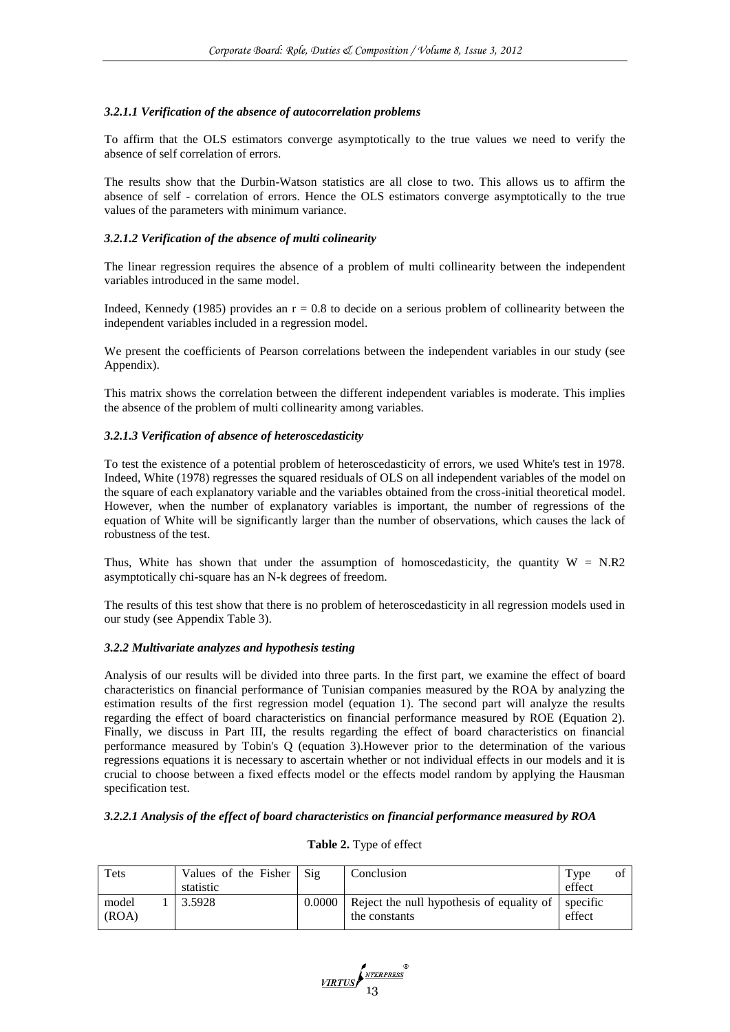#### *3.2.1.1 Verification of the absence of autocorrelation problems*

To affirm that the OLS estimators converge asymptotically to the true values we need to verify the absence of self correlation of errors.

The results show that the Durbin-Watson statistics are all close to two. This allows us to affirm the absence of self - correlation of errors. Hence the OLS estimators converge asymptotically to the true values of the parameters with minimum variance.

#### *3.2.1.2 Verification of the absence of multi colinearity*

The linear regression requires the absence of a problem of multi collinearity between the independent variables introduced in the same model.

Indeed, Kennedy (1985) provides an $r = 0.8$ to decide on a serious problem of collinearity between the independent variables included in a regression model.

We present the coefficients of Pearson correlations between the independent variables in our study (see Appendix).

This matrix shows the correlation between the different independent variables is moderate. This implies the absence of the problem of multi collinearity among variables.

#### *3.2.1.3 Verification of absence of heteroscedasticity*

To test the existence of a potential problem of heteroscedasticity of errors, we used White's test in 1978. Indeed, White (1978) regresses the squared residuals of OLS on all independent variables of the model on the square of each explanatory variable and the variables obtained from the cross-initial theoretical model. However, when the number of explanatory variables is important, the number of regressions of the equation of White will be significantly larger than the number of observations, which causes the lack of robustness of the test.

Thus, White has shown that under the assumption of homoscedasticity, the quantity $W = N.R2$ asymptotically chi-square has an N-k degrees of freedom.

The results of this test show that there is no problem of heteroscedasticity in all regression models used in our study (see Appendix Table 3).

### *3.2.2 Multivariate analyzes and hypothesis testing*

Analysis of our results will be divided into three parts. In the first part, we examine the effect of board characteristics on financial performance of Tunisian companies measured by the ROA by analyzing the estimation results of the first regression model (equation 1). The second part will analyze the results regarding the effect of board characteristics on financial performance measured by ROE (Equation 2). Finally, we discuss in Part III, the results regarding the effect of board characteristics on financial performance measured by Tobin's Q (equation 3).However prior to the determination of the various regressions equations it is necessary to ascertain whether or not individual effects in our models and it is crucial to choose between a fixed effects model or the effects model random by applying the Hausman specification test.

#### *3.2.2.1 Analysis of the effect of board characteristics on financial performance measured by ROA*

**Table 2.** Type of effect

| Tets | Values of the Fisher statistic | Sig | Conclusion | Type of effect |
|---|---|---|---|---|
| model 1 (ROA) | 3.5928 | 0.0000 | Reject the null hypothesis of equality of the constants | specific effect |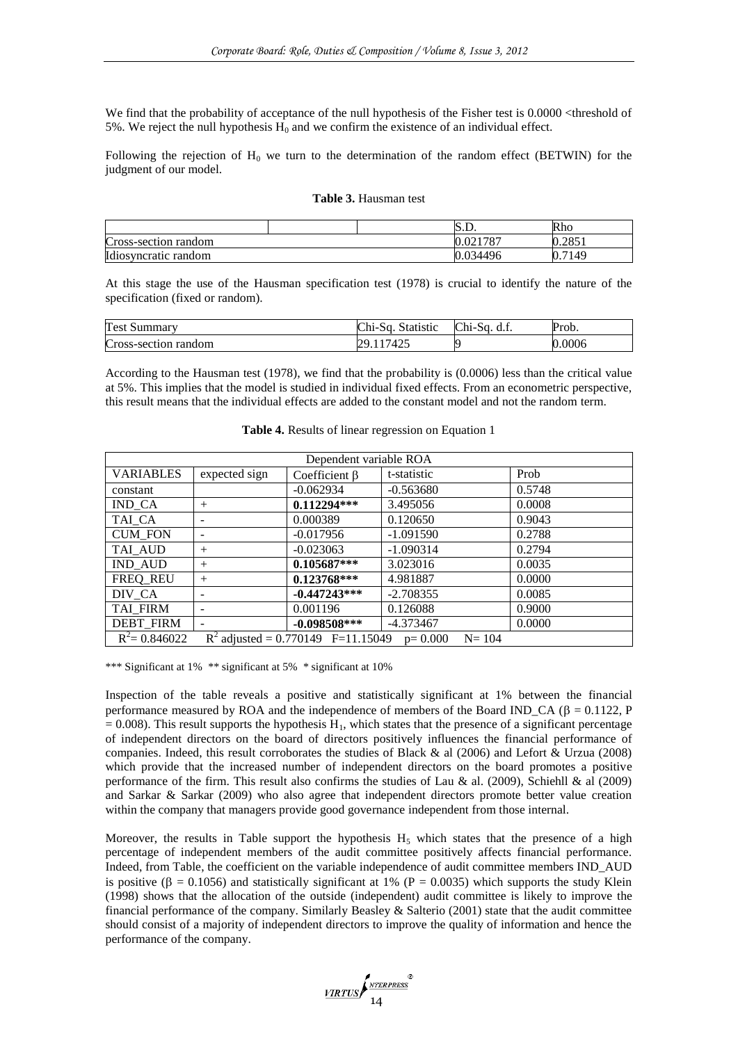We find that the probability of acceptance of the null hypothesis of the Fisher test is 0.0000 <threshold of 5%. We reject the null hypothesis $H_0$ and we confirm the existence of an individual effect.

Following the rejection of $H_0$ we turn to the determination of the random effect (BETWIN) for the judgment of our model.

**Table 3.** Hausman test

| | | | S.D. | Rho |
|---|---|---|---|---|
| Cross-section random | | | 0.021787 | 0.2851 |
| Idiosyncratic random | | | 0.034496 | 0.7149 |

At this stage the use of the Hausman specification test (1978) is crucial to identify the nature of the specification (fixed or random).

| Test Summary | Chi-Sq. Statistic | Chi-Sq. d.f. | Prob. |
|---|---|---|---|
| Cross-section random | 29.117425 | 9 | 0.0006 |

According to the Hausman test (1978), we find that the probability is (0.0006) less than the critical value at 5%. This implies that the model is studied in individual fixed effects. From an econometric perspective, this result means that the individual effects are added to the constant model and not the random term.

**Table 4.** Results of linear regression on Equation 1

| Dependent variable ROA | | | | |
|---|---|---|---|---|
| VARIABLES | expected sign | Coefficient β | t-statistic | Prob |
| constant | | -0.062934 | -0.563680 | 0.5748 |
| IND_CA | + | **0.112294*** ** | 3.495056 | 0.0008 |
| TAI_CA | - | 0.000389 | 0.120650 | 0.9043 |
| CUM_FON | - | -0.017956 | -1.091590 | 0.2788 |
| TAI_AUD | + | -0.023063 | -1.090314 | 0.2794 |
| IND_AUD | + | **0.105687*** ** | 3.023016 | 0.0035 |
| FREQ_REU | + | **0.123768*** ** | 4.981887 | 0.0000 |
| DIV_CA | - | **-0.447243*** ** | -2.708355 | 0.0085 |
| TAI_FIRM | - | 0.001196 | 0.126088 | 0.9000 |
| DEBT_FIRM | - | **-0.098508*** ** | -4.373467 | 0.0000 |
| $R^2$= 0.846022 | $R^2$ adjusted = 0.770149 F=11.15049 | p= 0.000 | N= 104 | |

*** Significant at 1% ** significant at 5% * significant at 10%

Inspection of the table reveals a positive and statistically significant at 1% between the financial performance measured by ROA and the independence of members of the Board IND_CA (β = 0.1122, P = 0.008). This result supports the hypothesis $H_1$, which states that the presence of a significant percentage of independent directors on the board of directors positively influences the financial performance of companies. Indeed, this result corroborates the studies of Black & al (2006) and Lefort & Urzua (2008) which provide that the increased number of independent directors on the board promotes a positive performance of the firm. This result also confirms the studies of Lau & al. (2009), Schiehll & al (2009) and Sarkar & Sarkar (2009) who also agree that independent directors promote better value creation within the company that managers provide good governance independent from those internal.

Moreover, the results in Table support the hypothesis $H_5$ which states that the presence of a high percentage of independent members of the audit committee positively affects financial performance. Indeed, from Table, the coefficient on the variable independence of audit committee members IND_AUD is positive (β = 0.1056) and statistically significant at 1% (P = 0.0035) which supports the study Klein (1998) shows that the allocation of the outside (independent) audit committee is likely to improve the financial performance of the company. Similarly Beasley & Salterio (2001) state that the audit committee should consist of a majority of independent directors to improve the quality of information and hence the performance of the company.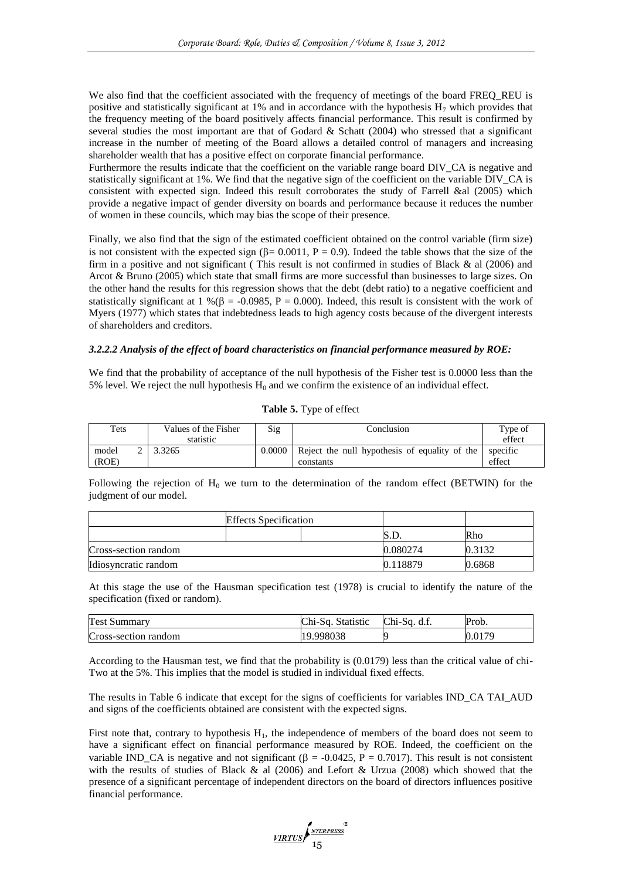We also find that the coefficient associated with the frequency of meetings of the board FREQ_REU is positive and statistically significant at 1% and in accordance with the hypothesis $H_7$ which provides that the frequency meeting of the board positively affects financial performance. This result is confirmed by several studies the most important are that of Godard & Schatt (2004) who stressed that a significant increase in the number of meeting of the Board allows a detailed control of managers and increasing shareholder wealth that has a positive effect on corporate financial performance.

Furthermore the results indicate that the coefficient on the variable range board DIV_CA is negative and statistically significant at 1%. We find that the negative sign of the coefficient on the variable DIV_CA is consistent with expected sign. Indeed this result corroborates the study of Farrell &al (2005) which provide a negative impact of gender diversity on boards and performance because it reduces the number of women in these councils, which may bias the scope of their presence.

Finally, we also find that the sign of the estimated coefficient obtained on the control variable (firm size) is not consistent with the expected sign ($\beta = 0.0011$, $P = 0.9$). Indeed the table shows that the size of the firm in a positive and not significant ( This result is not confirmed in studies of Black & al (2006) and Arcot & Bruno (2005) which state that small firms are more successful than businesses to large sizes. On the other hand the results for this regression shows that the debt (debt ratio) to a negative coefficient and statistically significant at 1 %($\beta = -0.0985$, $P = 0.000$). Indeed, this result is consistent with the work of Myers (1977) which states that indebtedness leads to high agency costs because of the divergent interests of shareholders and creditors.

#### *3.2.2.2 Analysis of the effect of board characteristics on financial performance measured by ROE:*

We find that the probability of acceptance of the null hypothesis of the Fisher test is 0.0000 less than the 5% level. We reject the null hypothesis $H_0$ and we confirm the existence of an individual effect.

**Table 5.** Type of effect

| Tets | Values of the Fisher statistic | Sig | Conclusion | Type of effect |
|---|---|---|---|---|
| model 2 (ROE) | 3.3265 | 0.0000 | Reject the null hypothesis of equality of the constants | specific effect |

Following the rejection of $H_0$ we turn to the determination of the random effect (BETWIN) for the judgment of our model.

| | Effects Specification | | | |
|---|---|---|---|---|
| | | | S.D. | Rho |
| Cross-section random | | | 0.080274 | 0.3132 |
| Idiosyncratic random | | | 0.118879 | 0.6868 |

At this stage the use of the Hausman specification test (1978) is crucial to identify the nature of the specification (fixed or random).

| Test Summary | Chi-Sq. Statistic | Chi-Sq. d.f. | Prob. |
|---|---|---|---|
| Cross-section random | 19.998038 | 9 | 0.0179 |

According to the Hausman test, we find that the probability is (0.0179) less than the critical value of chi-Two at the 5%. This implies that the model is studied in individual fixed effects.

The results in Table 6 indicate that except for the signs of coefficients for variables IND_CA TAI_AUD and signs of the coefficients obtained are consistent with the expected signs.

First note that, contrary to hypothesis $H_1$, the independence of members of the board does not seem to have a significant effect on financial performance measured by ROE. Indeed, the coefficient on the variable IND_CA is negative and not significant ($\beta = -0.0425$, $P = 0.7017$). This result is not consistent with the results of studies of Black & al (2006) and Lefort & Urzua (2008) which showed that the presence of a significant percentage of independent directors on the board of directors influences positive financial performance.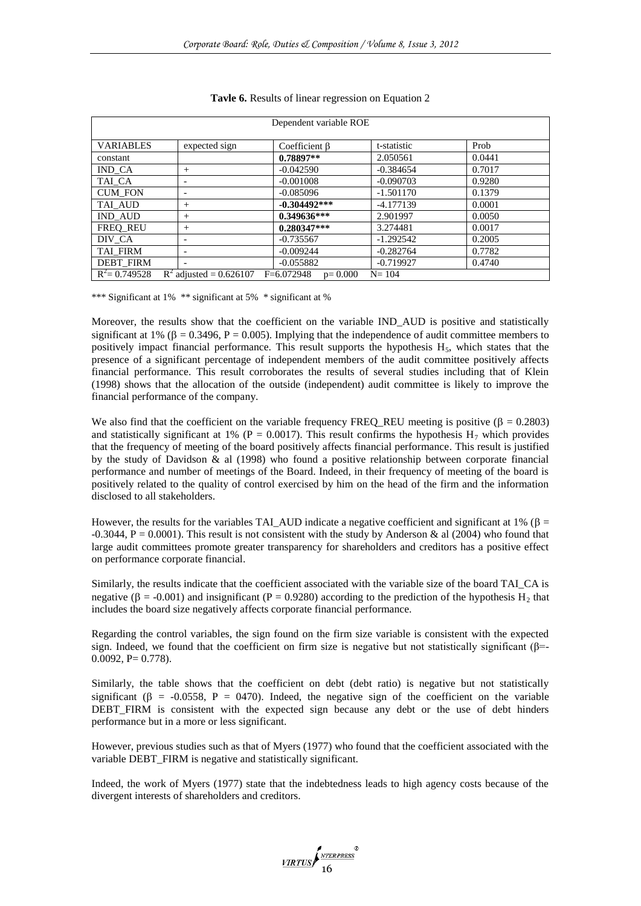**Tavle 6.** Results of linear regression on Equation 2

| Dependent variable ROE | | | | |
|---|---|---|---|---|
| VARIABLES | expected sign | Coefficient β | t-statistic | Prob |
| constant | | **0.78897**** | 2.050561 | 0.0441 |
| IND_CA | + | -0.042590 | -0.384654 | 0.7017 |
| TAI_CA | - | -0.001008 | -0.090703 | 0.9280 |
| CUM_FON | - | -0.085096 | -1.501170 | 0.1379 |
| TAI_AUD | + | **-0.304492***** | -4.177139 | 0.0001 |
| IND_AUD | + | **0.349636***** | 2.901997 | 0.0050 |
| FREQ_REU | + | **0.280347***** | 3.274481 | 0.0017 |
| DIV_CA | - | -0.735567 | -1.292542 | 0.2005 |
| TAI_FIRM | - | -0.009244 | -0.282764 | 0.7782 |
| DEBT_FIRM | - | -0.055882 | -0.719927 | 0.4740 |
| $R^2$= 0.749528 | $R^2$ adjusted = 0.626107 | F=6.072948 p= 0.000 | N= 104 | |

*** Significant at 1% ** significant at 5% * significant at %

Moreover, the results show that the coefficient on the variable IND_AUD is positive and statistically significant at 1% (β = 0.3496, P = 0.005). Implying that the independence of audit committee members to positively impact financial performance. This result supports the hypothesis $H_5$, which states that the presence of a significant percentage of independent members of the audit committee positively affects financial performance. This result corroborates the results of several studies including that of Klein (1998) shows that the allocation of the outside (independent) audit committee is likely to improve the financial performance of the company.

We also find that the coefficient on the variable frequency FREQ_REU meeting is positive (β = 0.2803) and statistically significant at 1% (P = 0.0017). This result confirms the hypothesis $H_7$ which provides that the frequency of meeting of the board positively affects financial performance. This result is justified by the study of Davidson & al (1998) who found a positive relationship between corporate financial performance and number of meetings of the Board. Indeed, in their frequency of meeting of the board is positively related to the quality of control exercised by him on the head of the firm and the information disclosed to all stakeholders.

However, the results for the variables TAI_AUD indicate a negative coefficient and significant at 1% (β = -0.3044, P = 0.0001). This result is not consistent with the study by Anderson & al (2004) who found that large audit committees promote greater transparency for shareholders and creditors has a positive effect on performance corporate financial.

Similarly, the results indicate that the coefficient associated with the variable size of the board TAI_CA is negative (β = -0.001) and insignificant (P = 0.9280) according to the prediction of the hypothesis $H_2$ that includes the board size negatively affects corporate financial performance.

Regarding the control variables, the sign found on the firm size variable is consistent with the expected sign. Indeed, we found that the coefficient on firm size is negative but not statistically significant (β=-0.0092, P= 0.778).

Similarly, the table shows that the coefficient on debt (debt ratio) is negative but not statistically significant (β = -0.0558, P = 0470). Indeed, the negative sign of the coefficient on the variable DEBT_FIRM is consistent with the expected sign because any debt or the use of debt hinders performance but in a more or less significant.

However, previous studies such as that of Myers (1977) who found that the coefficient associated with the variable DEBT_FIRM is negative and statistically significant.

Indeed, the work of Myers (1977) state that the indebtedness leads to high agency costs because of the divergent interests of shareholders and creditors.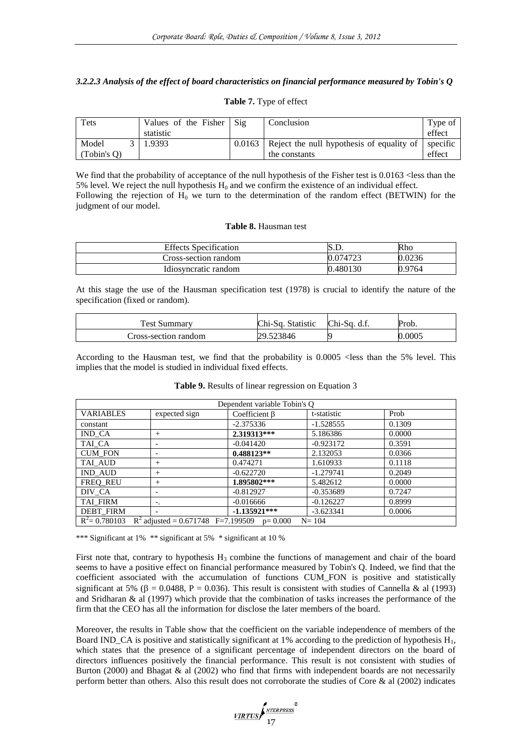### *3.2.2.3 Analysis of the effect of board characteristics on financial performance measured by Tobin's Q*

**Table 7.** Type of effect

| Tets | Values of the Fisher statistic | Sig | Conclusion | Type of effect |
|---|---|---|---|---|
| Model 3 (Tobin's Q) | 1.9393 | 0.0163 | Reject the null hypothesis of equality of the constants | specific effect |

We find that the probability of acceptance of the null hypothesis of the Fisher test is 0.0163 <less than the 5% level. We reject the null hypothesis $H_0$ and we confirm the existence of an individual effect.
Following the rejection of $H_0$ we turn to the determination of the random effect (BETWIN) for the judgment of our model.

**Table 8.** Hausman test

| Effects Specification | S.D. | Rho |
|---|---|---|
| Cross-section random | 0.074723 | 0.0236 |
| Idiosyncratic random | 0.480130 | 0.9764 |

At this stage the use of the Hausman specification test (1978) is crucial to identify the nature of the specification (fixed or random).

| Test Summary | Chi-Sq. Statistic | Chi-Sq. d.f. | Prob. |
|---|---|---|---|
| Cross-section random | 29.523846 | 9 | 0.0005 |

According to the Hausman test, we find that the probability is 0.0005 <less than the 5% level. This implies that the model is studied in individual fixed effects.

**Table 9.** Results of linear regression on Equation 3

| Dependent variable Tobin's Q | | | | |
|---|---|---|---|---|
| VARIABLES | expected sign | Coefficient β | t-statistic | Prob |
| constant | | -2.375336 | -1.528555 | 0.1309 |
| IND_CA | + | **2.319313*** ** | 5.186386 | 0.0000 |
| TAI_CA | - | -0.041420 | -0.923172 | 0.3591 |
| CUM_FON | - | **0.488123** ** | 2.132053 | 0.0366 |
| TAI_AUD | + | 0.474271 | 1.610933 | 0.1118 |
| IND_AUD | + | -0.622720 | -1.279741 | 0.2049 |
| FREQ_REU | + | **1.895802*** ** | 5.482612 | 0.0000 |
| DIV_CA | - | -0.812927 | -0.353689 | 0.7247 |
| TAI_FIRM | -. | -0.016666 | -0.126227 | 0.8999 |
| DEBT_FIRM | - | **-1.135921*** ** | -3.623341 | 0.0006 |
| $R^2$= 0.780103 $R^2$ adjusted = 0.671748 F=7.199509 p= 0.000 N= 104 | | | | |

*** Significant at 1% ** significant at 5% * significant at 10 %

First note that, contrary to hypothesis $H_3$ combine the functions of management and chair of the board seems to have a positive effect on financial performance measured by Tobin's Q. Indeed, we find that the coefficient associated with the accumulation of functions CUM_FON is positive and statistically significant at 5% (β = 0.0488, P = 0.036). This result is consistent with studies of Cannella & al (1993) and Sridharan & al (1997) which provide that the combination of tasks increases the performance of the firm that the CEO has all the information for disclose the later members of the board.

Moreover, the results in Table show that the coefficient on the variable independence of members of the Board IND_CA is positive and statistically significant at 1% according to the prediction of hypothesis $H_1$, which states that the presence of a significant percentage of independent directors on the board of directors influences positively the financial performance. This result is not consistent with studies of Burton (2000) and Bhagat & al (2002) who find that firms with independent boards are not necessarily perform better than others. Also this result does not corroborate the studies of Core & al (2002) indicates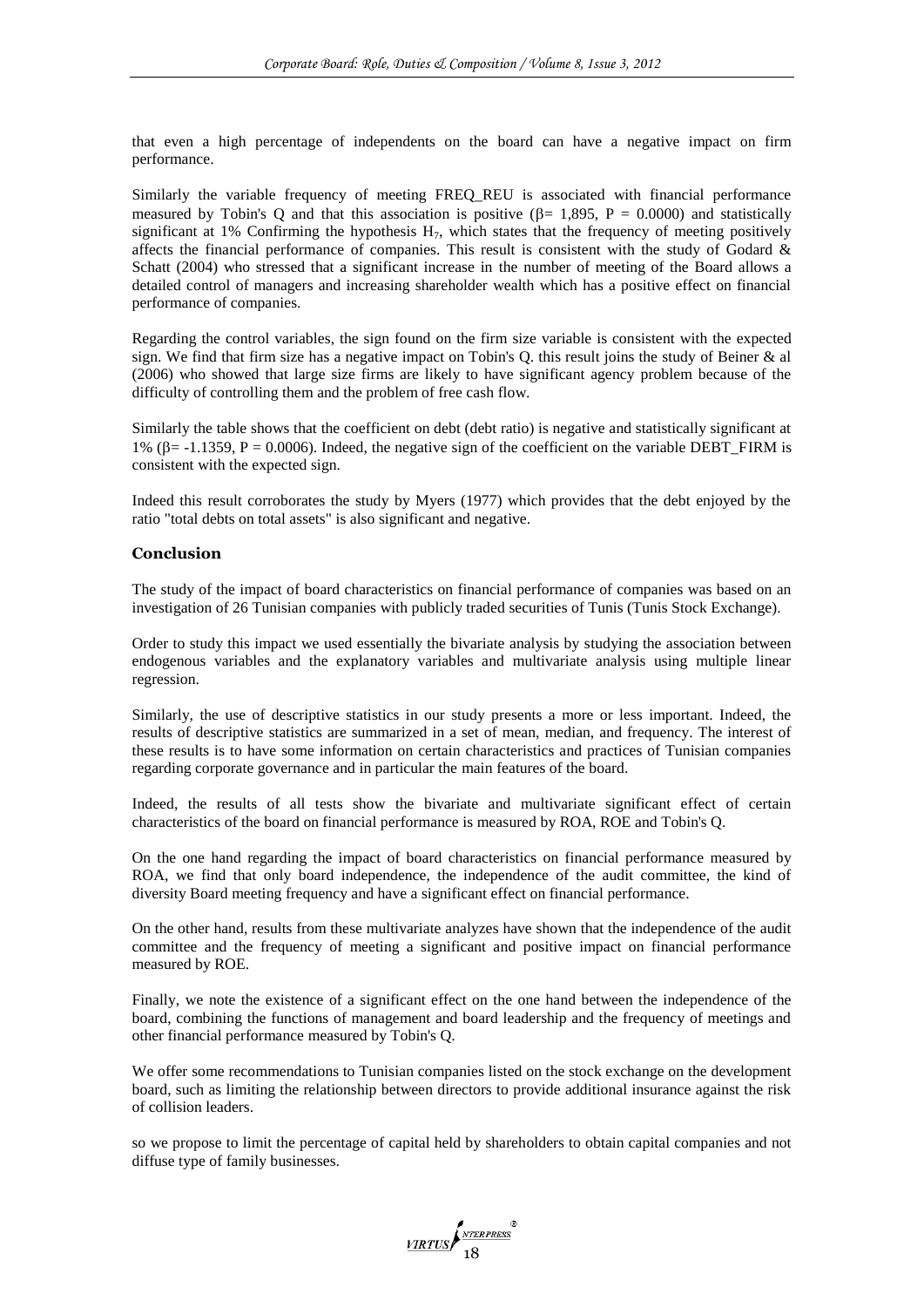that even a high percentage of independents on the board can have a negative impact on firm performance.

Similarly the variable frequency of meeting FREQ_REU is associated with financial performance measured by Tobin's Q and that this association is positive ($\beta$= 1,895, P = 0.0000) and statistically significant at 1% Confirming the hypothesis $H_7$, which states that the frequency of meeting positively affects the financial performance of companies. This result is consistent with the study of Godard & Schatt (2004) who stressed that a significant increase in the number of meeting of the Board allows a detailed control of managers and increasing shareholder wealth which has a positive effect on financial performance of companies.

Regarding the control variables, the sign found on the firm size variable is consistent with the expected sign. We find that firm size has a negative impact on Tobin's Q. this result joins the study of Beiner & al (2006) who showed that large size firms are likely to have significant agency problem because of the difficulty of controlling them and the problem of free cash flow.

Similarly the table shows that the coefficient on debt (debt ratio) is negative and statistically significant at 1% ($\beta$= -1.1359, P = 0.0006). Indeed, the negative sign of the coefficient on the variable DEBT_FIRM is consistent with the expected sign.

Indeed this result corroborates the study by Myers (1977) which provides that the debt enjoyed by the ratio "total debts on total assets" is also significant and negative.

## Conclusion

The study of the impact of board characteristics on financial performance of companies was based on an investigation of 26 Tunisian companies with publicly traded securities of Tunis (Tunis Stock Exchange).

Order to study this impact we used essentially the bivariate analysis by studying the association between endogenous variables and the explanatory variables and multivariate analysis using multiple linear regression.

Similarly, the use of descriptive statistics in our study presents a more or less important. Indeed, the results of descriptive statistics are summarized in a set of mean, median, and frequency. The interest of these results is to have some information on certain characteristics and practices of Tunisian companies regarding corporate governance and in particular the main features of the board.

Indeed, the results of all tests show the bivariate and multivariate significant effect of certain characteristics of the board on financial performance is measured by ROA, ROE and Tobin's Q.

On the one hand regarding the impact of board characteristics on financial performance measured by ROA, we find that only board independence, the independence of the audit committee, the kind of diversity Board meeting frequency and have a significant effect on financial performance.

On the other hand, results from these multivariate analyzes have shown that the independence of the audit committee and the frequency of meeting a significant and positive impact on financial performance measured by ROE.

Finally, we note the existence of a significant effect on the one hand between the independence of the board, combining the functions of management and board leadership and the frequency of meetings and other financial performance measured by Tobin's Q.

We offer some recommendations to Tunisian companies listed on the stock exchange on the development board, such as limiting the relationship between directors to provide additional insurance against the risk of collision leaders.

so we propose to limit the percentage of capital held by shareholders to obtain capital companies and not diffuse type of family businesses.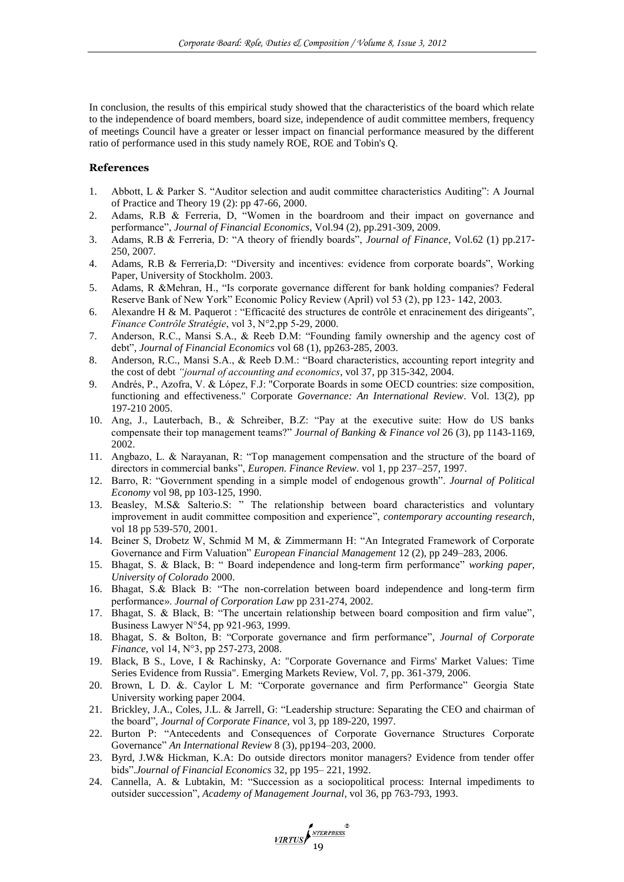In conclusion, the results of this empirical study showed that the characteristics of the board which relate to the independence of board members, board size, independence of audit committee members, frequency of meetings Council have a greater or lesser impact on financial performance measured by the different ratio of performance used in this study namely ROE, ROE and Tobin's Q.

## References

1. Abbott, L & Parker S. "Auditor selection and audit committee characteristics Auditing": A Journal of Practice and Theory 19 (2): pp 47-66, 2000.
2. Adams, R.B & Ferreria, D, "Women in the boardroom and their impact on governance and performance", *Journal of Financial Economics*, Vol.94 (2), pp.291-309, 2009.
3. Adams, R.B & Ferreria, D: "A theory of friendly boards", *Journal of Finance*, Vol.62 (1) pp.217-250, 2007.
4. Adams, R.B & Ferreria,D: "Diversity and incentives: evidence from corporate boards", Working Paper, University of Stockholm. 2003.
5. Adams, R &Mehran, H., "Is corporate governance different for bank holding companies? Federal Reserve Bank of New York" Economic Policy Review (April) vol 53 (2), pp 123- 142, 2003.
6. Alexandre H & M. Paquerot : "Efficacité des structures de contrôle et enracinement des dirigeants", *Finance Contrôle Stratégie*, vol 3, N°2,pp 5-29, 2000.
7. Anderson, R.C., Mansi S.A., & Reeb D.M: "Founding family ownership and the agency cost of debt", *Journal of Financial Economics* vol 68 (1), pp263-285, 2003.
8. Anderson, R.C., Mansi S.A., & Reeb D.M.: "Board characteristics, accounting report integrity and the cost of debt *"journal of accounting and economics*, vol 37, pp 315-342, 2004.
9. Andrés, P., Azofra, V. & López, F.J: "Corporate Boards in some OECD countries: size composition, functioning and effectiveness." Corporate *Governance: An International Review*. Vol. 13(2), pp 197-210 2005.
10. Ang, J., Lauterbach, B., & Schreiber, B.Z: "Pay at the executive suite: How do US banks compensate their top management teams?" *Journal of Banking & Finance vol* 26 (3), pp 1143-1169, 2002.
11. Angbazo, L. & Narayanan, R: "Top management compensation and the structure of the board of directors in commercial banks", *Europen. Finance Review*. vol 1, pp 237–257, 1997.
12. Barro, R: "Government spending in a simple model of endogenous growth". *Journal of Political Economy* vol 98, pp 103-125, 1990.
13. Beasley, M.S& Salterio.S: " The relationship between board characteristics and voluntary improvement in audit committee composition and experience", *contemporary accounting research,* vol 18 pp 539-570, 2001.
14. Beiner S, Drobetz W, Schmid M M, & Zimmermann H: "An Integrated Framework of Corporate Governance and Firm Valuation" *European Financial Management* 12 (2), pp 249–283, 2006.
15. Bhagat, S. & Black, B: " Board independence and long-term firm performance" *working paper, University of Colorado* 2000.
16. Bhagat, S.& Black B: "The non-correlation between board independence and long-term firm performance». *Journal of Corporation Law* pp 231-274, 2002.
17. Bhagat, S. & Black, B: "The uncertain relationship between board composition and firm value", Business Lawyer N°54, pp 921-963, 1999.
18. Bhagat, S. & Bolton, B: "Corporate governance and firm performance", *Journal of Corporate Finance,* vol 14, N°3, pp 257-273, 2008.
19. Black, B S., Love, I & Rachinsky, A: "Corporate Governance and Firms' Market Values: Time Series Evidence from Russia". Emerging Markets Review, Vol. 7, pp. 361-379, 2006.
20. Brown, L D. &. Caylor L M: "Corporate governance and firm Performance" Georgia State University working paper 2004.
21. Brickley, J.A., Coles, J.L. & Jarrell, G: "Leadership structure: Separating the CEO and chairman of the board", *Journal of Corporate Finance,* vol 3, pp 189-220, 1997.
22. Burton P: "Antecedents and Consequences of Corporate Governance Structures Corporate Governance" *An International Review* 8 (3), pp194–203, 2000.
23. Byrd, J.W& Hickman, K.A: Do outside directors monitor managers? Evidence from tender offer bids".*Journal of Financial Economics* 32, pp 195– 221, 1992.
24. Cannella, A. & Lubtakin, M: "Succession as a sociopolitical process: Internal impediments to outsider succession", *Academy of Management Journal,* vol 36, pp 763-793, 1993.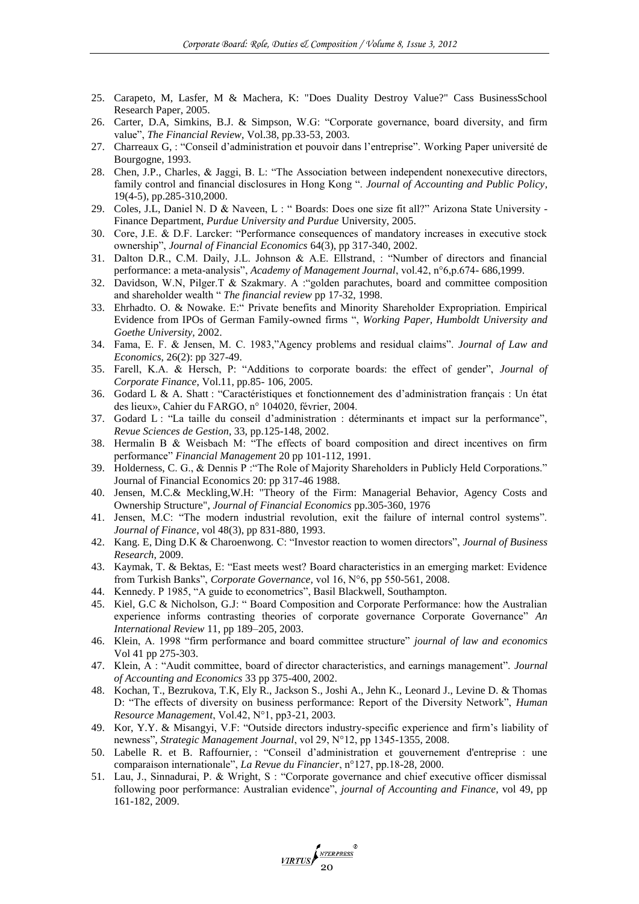25. Carapeto, M, Lasfer, M & Machera, K: "Does Duality Destroy Value?" Cass BusinessSchool Research Paper, 2005.
26. Carter, D.A, Simkins, B.J. & Simpson, W.G: "Corporate governance, board diversity, and firm value", *The Financial Review*, Vol.38, pp.33-53, 2003.
27. Charreaux G, : "Conseil d'administration et pouvoir dans l'entreprise". Working Paper université de Bourgogne, 1993.
28. Chen, J.P., Charles, & Jaggi, B. L: "The Association between independent nonexecutive directors, family control and financial disclosures in Hong Kong ". *Journal of Accounting and Public Policy*, 19(4-5), pp.285-310,2000.
29. Coles, J.L, Daniel N. D & Naveen, L : " Boards: Does one size fit all?" Arizona State University - Finance Department, *Purdue University and Purdue* University, 2005.
30. Core, J.E. & D.F. Larcker: "Performance consequences of mandatory increases in executive stock ownership", *Journal of Financial Economics* 64(3), pp 317-340, 2002.
31. Dalton D.R., C.M. Daily, J.L. Johnson & A.E. Ellstrand, : "Number of directors and financial performance: a meta-analysis", *Academy of Management Journal*, vol.42, n°6,p.674- 686,1999.
32. Davidson, W.N, Pilger.T & Szakmary. A :"golden parachutes, board and committee composition and shareholder wealth " *The financial review* pp 17-32, 1998.
33. Ehrhadto. O. & Nowake. E:" Private benefits and Minority Shareholder Expropriation. Empirical Evidence from IPOs of German Family-owned firms ", *Working Paper, Humboldt University and Goethe University*, 2002.
34. Fama, E. F. & Jensen, M. C. 1983,"Agency problems and residual claims". *Journal of Law and Economics*, 26(2): pp 327-49.
35. Farell, K.A. & Hersch, P: "Additions to corporate boards: the effect of gender", *Journal of Corporate Finance*, Vol.11, pp.85- 106, 2005.
36. Godard L & A. Shatt : "Caractéristiques et fonctionnement des d'administration français : Un état des lieux», Cahier du FARGO, n° 104020, février, 2004.
37. Godard L : "La taille du conseil d'administration : déterminants et impact sur la performance", *Revue Sciences de Gestion*, 33, pp.125-148, 2002.
38. Hermalin B & Weisbach M: "The effects of board composition and direct incentives on firm performance" *Financial Management* 20 pp 101-112, 1991.
39. Holderness, C. G., & Dennis P :"The Role of Majority Shareholders in Publicly Held Corporations." Journal of Financial Economics 20: pp 317-46 1988.
40. Jensen, M.C.& Meckling,W.H: "Theory of the Firm: Managerial Behavior, Agency Costs and Ownership Structure", *Journal of Financial Economics* pp.305-360, 1976
41. Jensen, M.C: "The modern industrial revolution, exit the failure of internal control systems". *Journal of Finance*, vol 48(3), pp 831-880, 1993.
42. Kang. E, Ding D.K & Charoenwong. C: "Investor reaction to women directors", *Journal of Business Research*, 2009.
43. Kaymak, T. & Bektas, E: "East meets west? Board characteristics in an emerging market: Evidence from Turkish Banks", *Corporate Governance*, vol 16, N°6, pp 550-561, 2008.
44. Kennedy. P 1985, "A guide to econometrics", Basil Blackwell, Southampton.
45. Kiel, G.C & Nicholson, G.J: " Board Composition and Corporate Performance: how the Australian experience informs contrasting theories of corporate governance Corporate Governance" *An International Review* 11, pp 189–205, 2003.
46. Klein, A. 1998 "firm performance and board committee structure" *journal of law and economics* Vol 41 pp 275-303.
47. Klein, A : "Audit committee, board of director characteristics, and earnings management". *Journal of Accounting and Economics* 33 pp 375-400, 2002.
48. Kochan, T., Bezrukova, T.K, Ely R., Jackson S., Joshi A., Jehn K., Leonard J., Levine D. & Thomas D: "The effects of diversity on business performance: Report of the Diversity Network", *Human Resource Management*, Vol.42, N°1, pp3-21, 2003.
49. Kor, Y.Y. & Misangyi, V.F: "Outside directors industry-specific experience and firm's liability of newness", *Strategic Management Journal*, vol 29, N°12, pp 1345-1355, 2008.
50. Labelle R. et B. Raffournier, : "Conseil d'administration et gouvernement d'entreprise : une comparaison internationale", *La Revue du Financier*, n°127, pp.18-28, 2000.
51. Lau, J., Sinnadurai, P. & Wright, S : "Corporate governance and chief executive officer dismissal following poor performance: Australian evidence", *journal of Accounting and Finance*, vol 49, pp 161-182, 2009.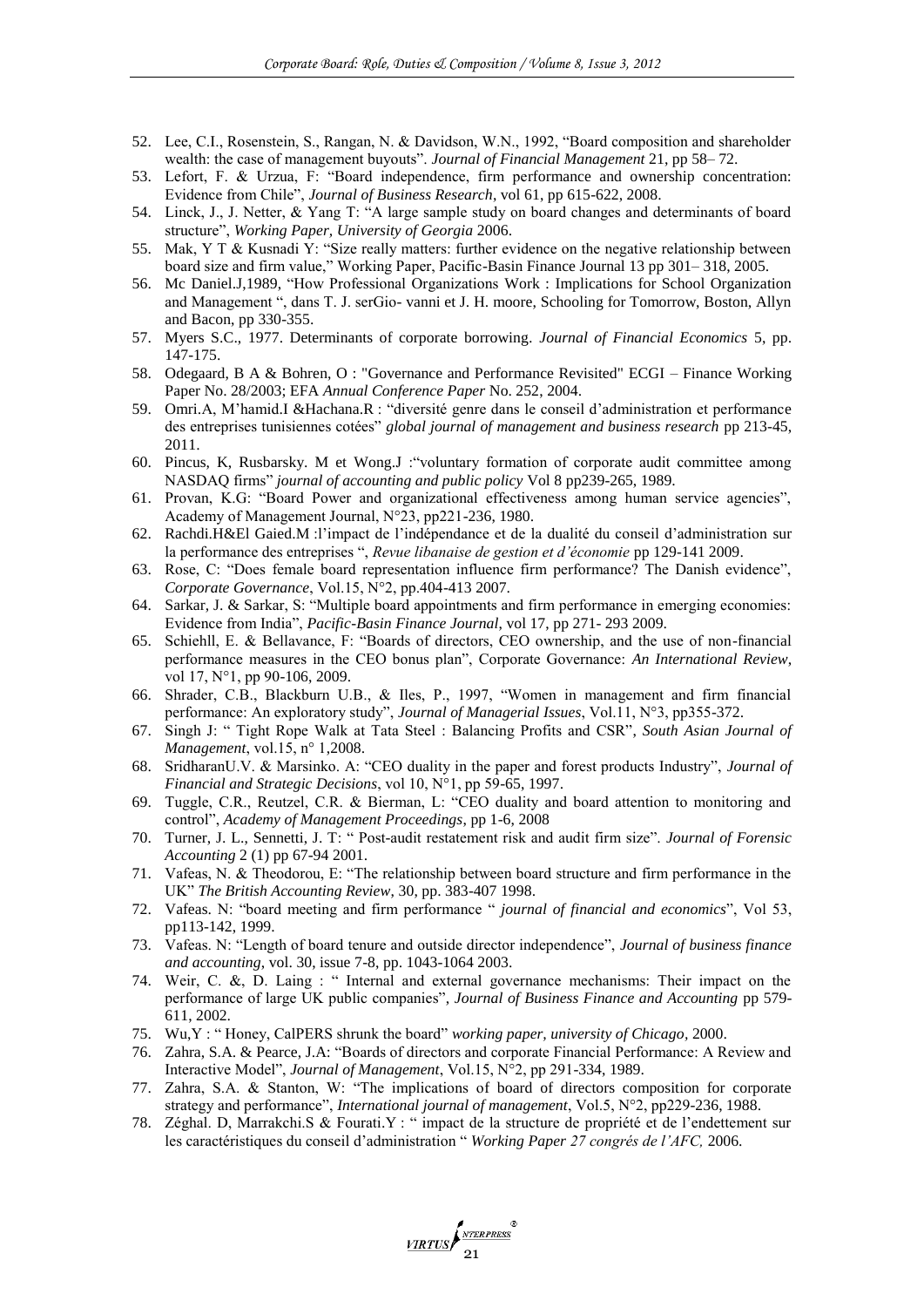52. Lee, C.I., Rosenstein, S., Rangan, N. & Davidson, W.N., 1992, "Board composition and shareholder wealth: the case of management buyouts". *Journal of Financial Management* 21, pp 58– 72.
53. Lefort, F. & Urzua, F: "Board independence, firm performance and ownership concentration: Evidence from Chile", *Journal of Business Research*, vol 61, pp 615-622, 2008.
54. Linck, J., J. Netter, & Yang T: "A large sample study on board changes and determinants of board structure", *Working Paper, University of Georgia* 2006.
55. Mak, Y T & Kusnadi Y: "Size really matters: further evidence on the negative relationship between board size and firm value," Working Paper, Pacific-Basin Finance Journal 13 pp 301– 318, 2005.
56. Mc Daniel.J,1989, "How Professional Organizations Work : Implications for School Organization and Management ", dans T. J. serGio- vanni et J. H. moore, Schooling for Tomorrow, Boston, Allyn and Bacon, pp 330-355.
57. Myers S.C., 1977. Determinants of corporate borrowing. *Journal of Financial Economics* 5, pp. 147-175.
58. Odegaard, B A & Bohren, O : "Governance and Performance Revisited" ECGI – Finance Working Paper No. 28/2003; EFA *Annual Conference Paper* No. 252, 2004.
59. Omri.A, M'hamid.I &Hachana.R : "diversité genre dans le conseil d'administration et performance des entreprises tunisiennes cotées" *global journal of management and business research* pp 213-45, 2011.
60. Pincus, K, Rusbarsky. M et Wong.J :"voluntary formation of corporate audit committee among NASDAQ firms" *journal of accounting and public policy* Vol 8 pp239-265, 1989.
61. Provan, K.G: "Board Power and organizational effectiveness among human service agencies", Academy of Management Journal, N°23, pp221-236, 1980.
62. Rachdi.H&El Gaied.M :l'impact de l'indépendance et de la dualité du conseil d'administration sur la performance des entreprises ", *Revue libanaise de gestion et d'économie* pp 129-141 2009.
63. Rose, C: "Does female board representation influence firm performance? The Danish evidence", *Corporate Governance*, Vol.15, N°2, pp.404-413 2007.
64. Sarkar, J. & Sarkar, S: "Multiple board appointments and firm performance in emerging economies: Evidence from India", *Pacific-Basin Finance Journal*, vol 17, pp 271- 293 2009.
65. Schiehll, E. & Bellavance, F: "Boards of directors, CEO ownership, and the use of non-financial performance measures in the CEO bonus plan", Corporate Governance: *An International Review*, vol 17, N°1, pp 90-106, 2009.
66. Shrader, C.B., Blackburn U.B., & Iles, P., 1997, "Women in management and firm financial performance: An exploratory study", *Journal of Managerial Issues*, Vol.11, N°3, pp355-372.
67. Singh J: " Tight Rope Walk at Tata Steel : Balancing Profits and CSR", *South Asian Journal of Management*, vol.15, n° 1,2008.
68. SridharanU.V. & Marsinko. A: "CEO duality in the paper and forest products Industry", *Journal of Financial and Strategic Decisions*, vol 10, N°1, pp 59-65, 1997.
69. Tuggle, C.R., Reutzel, C.R. & Bierman, L: "CEO duality and board attention to monitoring and control", *Academy of Management Proceedings*, pp 1-6, 2008
70. Turner, J. L., Sennetti, J. T: " Post-audit restatement risk and audit firm size". *Journal of Forensic Accounting* 2 (1) pp 67-94 2001.
71. Vafeas, N. & Theodorou, E: "The relationship between board structure and firm performance in the UK" *The British Accounting Review*, 30, pp. 383-407 1998.
72. Vafeas. N: "board meeting and firm performance " *journal of financial and economics*", Vol 53, pp113-142, 1999.
73. Vafeas. N: "Length of board tenure and outside director independence", *Journal of business finance and accounting*, vol. 30, issue 7-8, pp. 1043-1064 2003.
74. Weir, C. &, D. Laing : " Internal and external governance mechanisms: Their impact on the performance of large UK public companies", *Journal of Business Finance and Accounting* pp 579-611, 2002.
75. Wu,Y : " Honey, CalPERS shrunk the board" *working paper, university of Chicago*, 2000.
76. Zahra, S.A. & Pearce, J.A: "Boards of directors and corporate Financial Performance: A Review and Interactive Model", *Journal of Management*, Vol.15, N°2, pp 291-334, 1989.
77. Zahra, S.A. & Stanton, W: "The implications of board of directors composition for corporate strategy and performance", *International journal of management*, Vol.5, N°2, pp229-236, 1988.
78. Zéghal. D, Marrakchi.S & Fourati.Y : " impact de la structure de propriété et de l'endettement sur les caractéristiques du conseil d'administration " *Working Paper 27 congrés de l'AFC,* 2006.